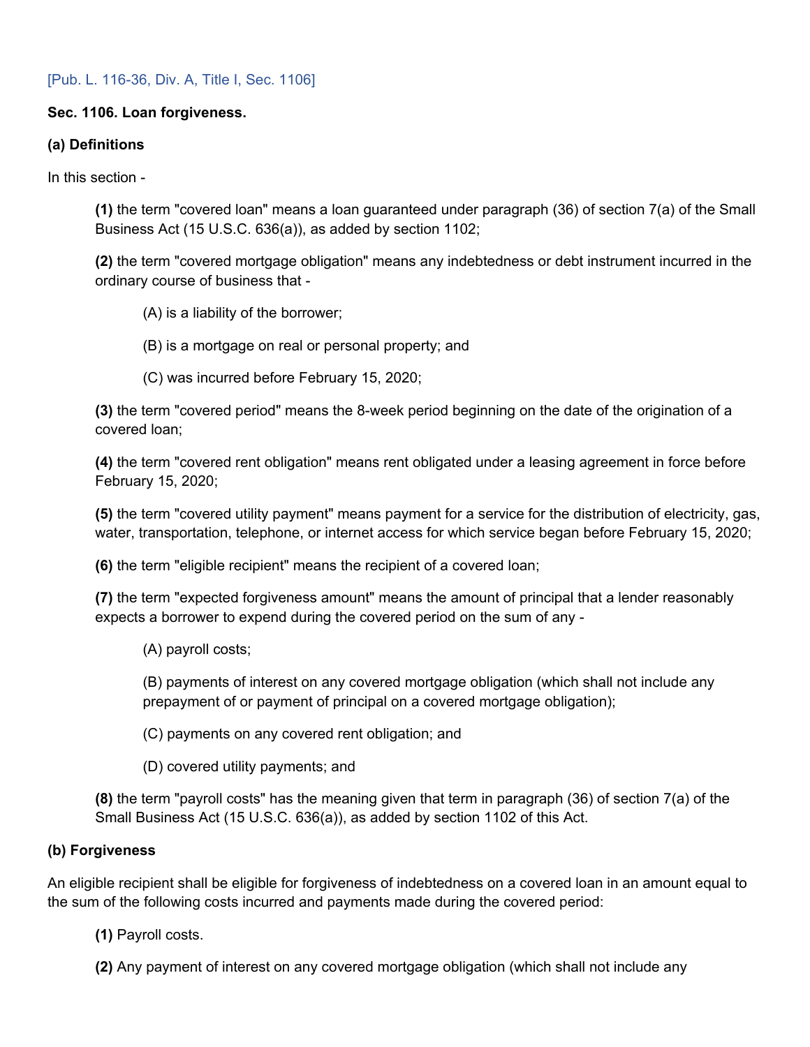[Pub. L. 116-36, Div. A, Title I, Sec. 1106]

**Sec. 1106. Loan forgiveness.**

**(a) Definitions**

In this section -

> **(1)** the term "covered loan" means a loan guaranteed under paragraph (36) of section 7(a) of the Small Business Act (15 U.S.C. 636(a)), as added by section 1102;
>
> **(2)** the term "covered mortgage obligation" means any indebtedness or debt instrument incurred in the ordinary course of business that -
>
> > (A) is a liability of the borrower;
> >
> > (B) is a mortgage on real or personal property; and
> >
> > (C) was incurred before February 15, 2020;
>
> **(3)** the term "covered period" means the 8-week period beginning on the date of the origination of a covered loan;
>
> **(4)** the term "covered rent obligation" means rent obligated under a leasing agreement in force before February 15, 2020;
>
> **(5)** the term "covered utility payment" means payment for a service for the distribution of electricity, gas, water, transportation, telephone, or internet access for which service began before February 15, 2020;
>
> **(6)** the term "eligible recipient" means the recipient of a covered loan;
>
> **(7)** the term "expected forgiveness amount" means the amount of principal that a lender reasonably expects a borrower to expend during the covered period on the sum of any -
>
> > (A) payroll costs;
> >
> > (B) payments of interest on any covered mortgage obligation (which shall not include any prepayment of or payment of principal on a covered mortgage obligation);
> >
> > (C) payments on any covered rent obligation; and
> >
> > (D) covered utility payments; and
>
> **(8)** the term "payroll costs" has the meaning given that term in paragraph (36) of section 7(a) of the Small Business Act (15 U.S.C. 636(a)), as added by section 1102 of this Act.

**(b) Forgiveness**

An eligible recipient shall be eligible for forgiveness of indebtedness on a covered loan in an amount equal to the sum of the following costs incurred and payments made during the covered period:

> **(1)** Payroll costs.
>
> **(2)** Any payment of interest on any covered mortgage obligation (which shall not include any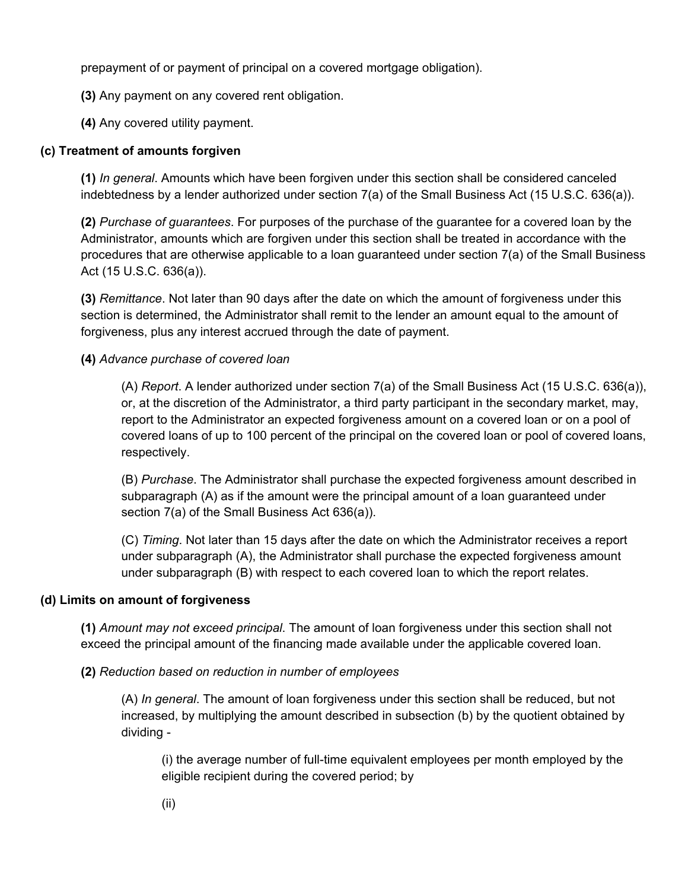prepayment of or payment of principal on a covered mortgage obligation).

**(3)** Any payment on any covered rent obligation.

**(4)** Any covered utility payment.

**(c) Treatment of amounts forgiven**

**(1)** *In general*. Amounts which have been forgiven under this section shall be considered canceled indebtedness by a lender authorized under section 7(a) of the Small Business Act (15 U.S.C. 636(a)).

**(2)** *Purchase of guarantees*. For purposes of the purchase of the guarantee for a covered loan by the Administrator, amounts which are forgiven under this section shall be treated in accordance with the procedures that are otherwise applicable to a loan guaranteed under section 7(a) of the Small Business Act (15 U.S.C. 636(a)).

**(3)** *Remittance*. Not later than 90 days after the date on which the amount of forgiveness under this section is determined, the Administrator shall remit to the lender an amount equal to the amount of forgiveness, plus any interest accrued through the date of payment.

**(4)** *Advance purchase of covered loan*

(A) *Report*. A lender authorized under section 7(a) of the Small Business Act (15 U.S.C. 636(a)), or, at the discretion of the Administrator, a third party participant in the secondary market, may, report to the Administrator an expected forgiveness amount on a covered loan or on a pool of covered loans of up to 100 percent of the principal on the covered loan or pool of covered loans, respectively.

(B) *Purchase*. The Administrator shall purchase the expected forgiveness amount described in subparagraph (A) as if the amount were the principal amount of a loan guaranteed under section 7(a) of the Small Business Act 636(a)).

(C) *Timing*. Not later than 15 days after the date on which the Administrator receives a report under subparagraph (A), the Administrator shall purchase the expected forgiveness amount under subparagraph (B) with respect to each covered loan to which the report relates.

**(d) Limits on amount of forgiveness**

**(1)** *Amount may not exceed principal*. The amount of loan forgiveness under this section shall not exceed the principal amount of the financing made available under the applicable covered loan.

**(2)** *Reduction based on reduction in number of employees*

(A) *In general*. The amount of loan forgiveness under this section shall be reduced, but not increased, by multiplying the amount described in subsection (b) by the quotient obtained by dividing -

(i) the average number of full-time equivalent employees per month employed by the eligible recipient during the covered period; by

(ii)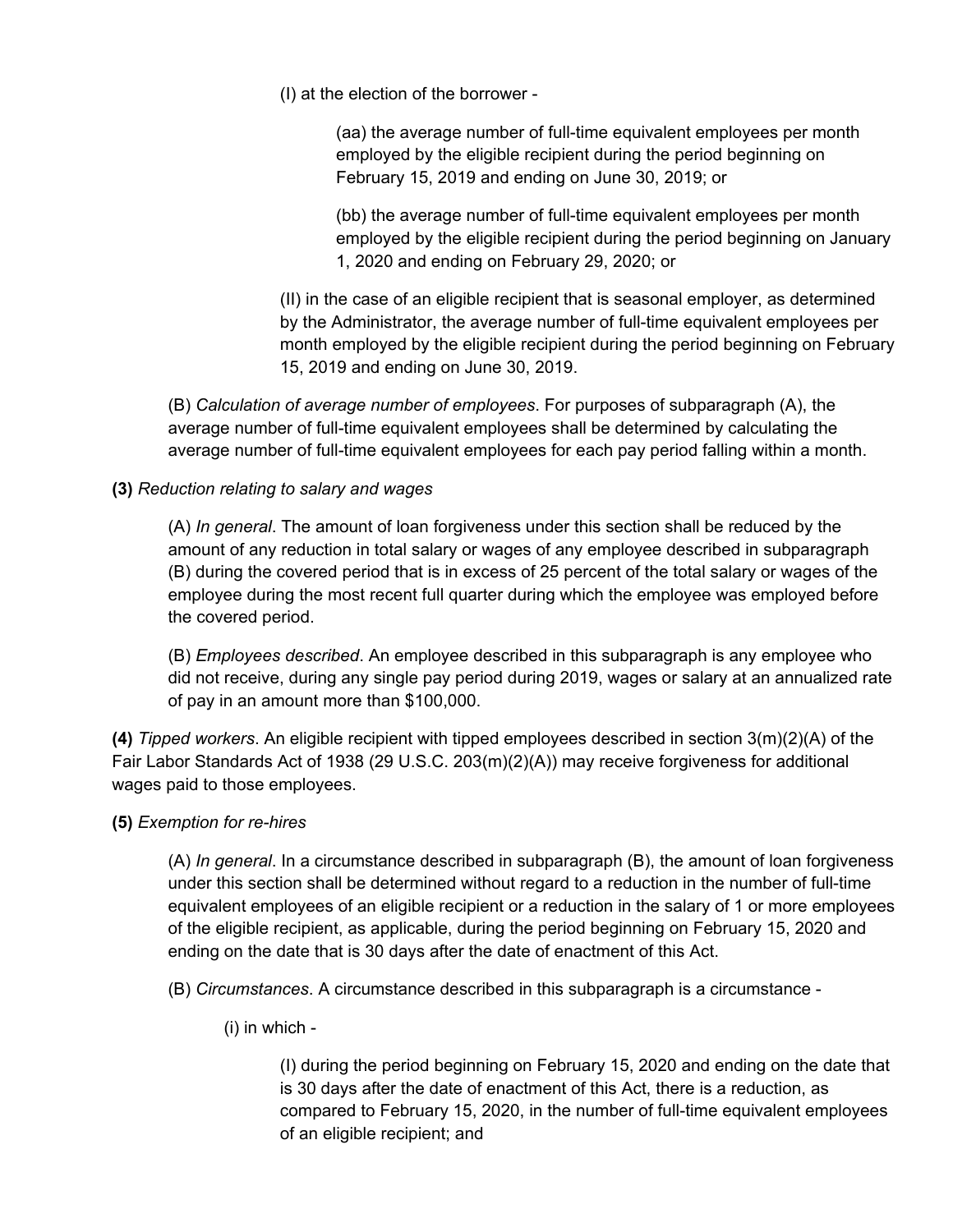(I) at the election of the borrower -

(aa) the average number of full-time equivalent employees per month employed by the eligible recipient during the period beginning on February 15, 2019 and ending on June 30, 2019; or

(bb) the average number of full-time equivalent employees per month employed by the eligible recipient during the period beginning on January 1, 2020 and ending on February 29, 2020; or

(II) in the case of an eligible recipient that is seasonal employer, as determined by the Administrator, the average number of full-time equivalent employees per month employed by the eligible recipient during the period beginning on February 15, 2019 and ending on June 30, 2019.

(B) *Calculation of average number of employees*. For purposes of subparagraph (A), the average number of full-time equivalent employees shall be determined by calculating the average number of full-time equivalent employees for each pay period falling within a month.

**(3)** *Reduction relating to salary and wages*

(A) *In general*. The amount of loan forgiveness under this section shall be reduced by the amount of any reduction in total salary or wages of any employee described in subparagraph (B) during the covered period that is in excess of 25 percent of the total salary or wages of the employee during the most recent full quarter during which the employee was employed before the covered period.

(B) *Employees described*. An employee described in this subparagraph is any employee who did not receive, during any single pay period during 2019, wages or salary at an annualized rate of pay in an amount more than $100,000.

**(4)** *Tipped workers*. An eligible recipient with tipped employees described in section 3(m)(2)(A) of the Fair Labor Standards Act of 1938 (29 U.S.C. 203(m)(2)(A)) may receive forgiveness for additional wages paid to those employees.

**(5)** *Exemption for re-hires*

(A) *In general*. In a circumstance described in subparagraph (B), the amount of loan forgiveness under this section shall be determined without regard to a reduction in the number of full-time equivalent employees of an eligible recipient or a reduction in the salary of 1 or more employees of the eligible recipient, as applicable, during the period beginning on February 15, 2020 and ending on the date that is 30 days after the date of enactment of this Act.

(B) *Circumstances*. A circumstance described in this subparagraph is a circumstance -

(i) in which -

(I) during the period beginning on February 15, 2020 and ending on the date that is 30 days after the date of enactment of this Act, there is a reduction, as compared to February 15, 2020, in the number of full-time equivalent employees of an eligible recipient; and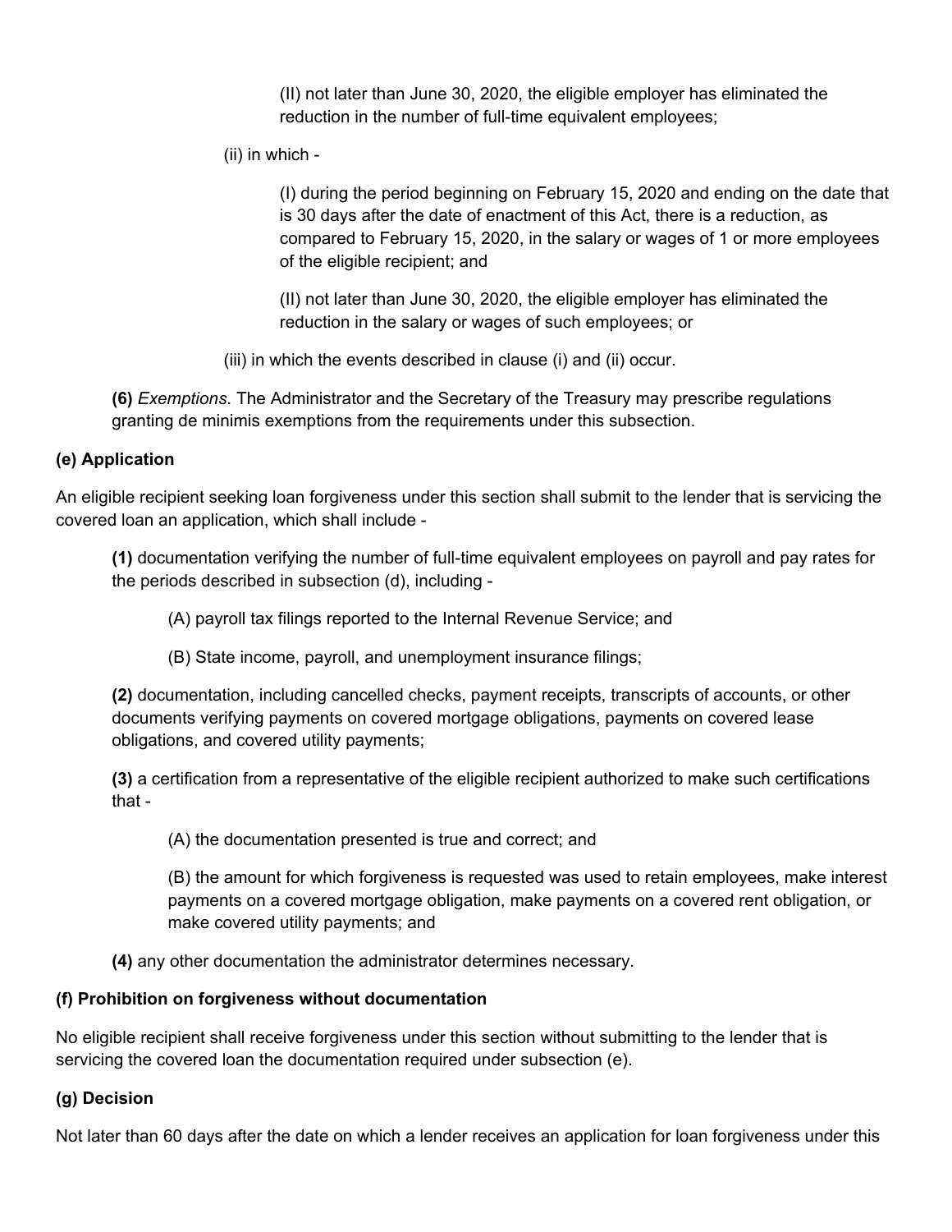(II) not later than June 30, 2020, the eligible employer has eliminated the reduction in the number of full-time equivalent employees;

(ii) in which -

(I) during the period beginning on February 15, 2020 and ending on the date that is 30 days after the date of enactment of this Act, there is a reduction, as compared to February 15, 2020, in the salary or wages of 1 or more employees of the eligible recipient; and

(II) not later than June 30, 2020, the eligible employer has eliminated the reduction in the salary or wages of such employees; or

(iii) in which the events described in clause (i) and (ii) occur.

**(6)** *Exemptions*. The Administrator and the Secretary of the Treasury may prescribe regulations granting de minimis exemptions from the requirements under this subsection.

### (e) Application

An eligible recipient seeking loan forgiveness under this section shall submit to the lender that is servicing the covered loan an application, which shall include -

**(1)** documentation verifying the number of full-time equivalent employees on payroll and pay rates for the periods described in subsection (d), including -

(A) payroll tax filings reported to the Internal Revenue Service; and

(B) State income, payroll, and unemployment insurance filings;

**(2)** documentation, including cancelled checks, payment receipts, transcripts of accounts, or other documents verifying payments on covered mortgage obligations, payments on covered lease obligations, and covered utility payments;

**(3)** a certification from a representative of the eligible recipient authorized to make such certifications that -

(A) the documentation presented is true and correct; and

(B) the amount for which forgiveness is requested was used to retain employees, make interest payments on a covered mortgage obligation, make payments on a covered rent obligation, or make covered utility payments; and

**(4)** any other documentation the administrator determines necessary.

### (f) Prohibition on forgiveness without documentation

No eligible recipient shall receive forgiveness under this section without submitting to the lender that is servicing the covered loan the documentation required under subsection (e).

### (g) Decision

Not later than 60 days after the date on which a lender receives an application for loan forgiveness under this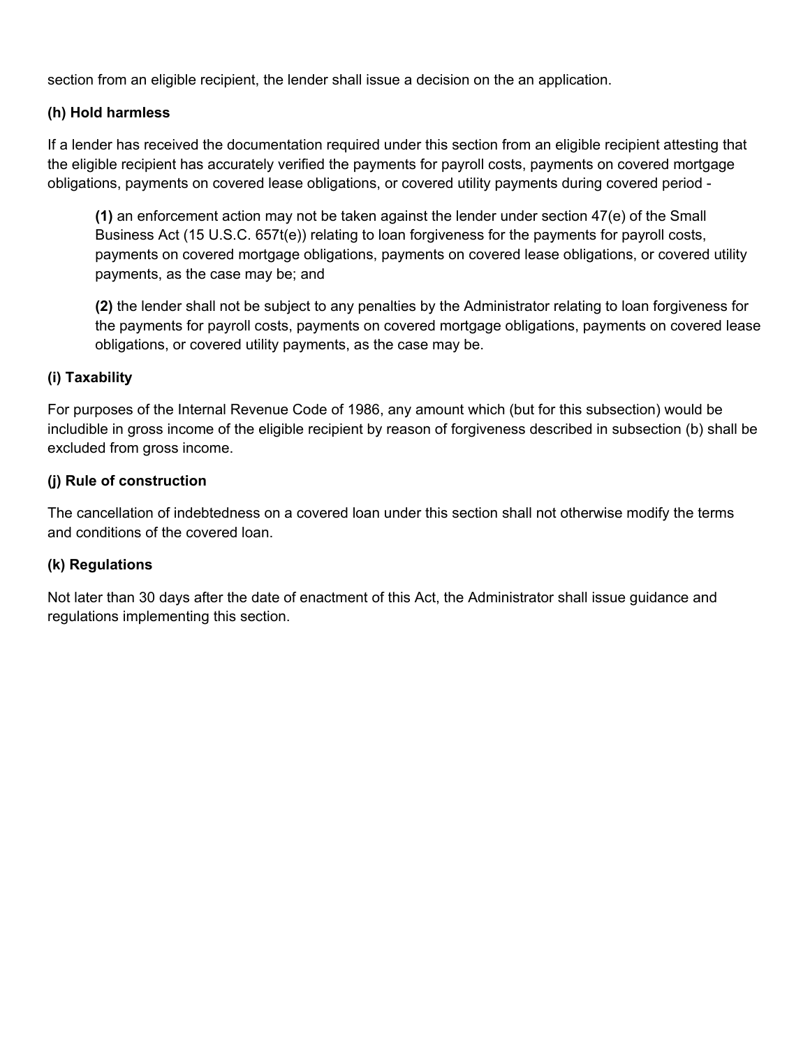section from an eligible recipient, the lender shall issue a decision on the an application.

**(h) Hold harmless**

If a lender has received the documentation required under this section from an eligible recipient attesting that the eligible recipient has accurately verified the payments for payroll costs, payments on covered mortgage obligations, payments on covered lease obligations, or covered utility payments during covered period -

> **(1)** an enforcement action may not be taken against the lender under section 47(e) of the Small Business Act (15 U.S.C. 657t(e)) relating to loan forgiveness for the payments for payroll costs, payments on covered mortgage obligations, payments on covered lease obligations, or covered utility payments, as the case may be; and
>
> **(2)** the lender shall not be subject to any penalties by the Administrator relating to loan forgiveness for the payments for payroll costs, payments on covered mortgage obligations, payments on covered lease obligations, or covered utility payments, as the case may be.

**(i) Taxability**

For purposes of the Internal Revenue Code of 1986, any amount which (but for this subsection) would be includible in gross income of the eligible recipient by reason of forgiveness described in subsection (b) shall be excluded from gross income.

**(j) Rule of construction**

The cancellation of indebtedness on a covered loan under this section shall not otherwise modify the terms and conditions of the covered loan.

**(k) Regulations**

Not later than 30 days after the date of enactment of this Act, the Administrator shall issue guidance and regulations implementing this section.